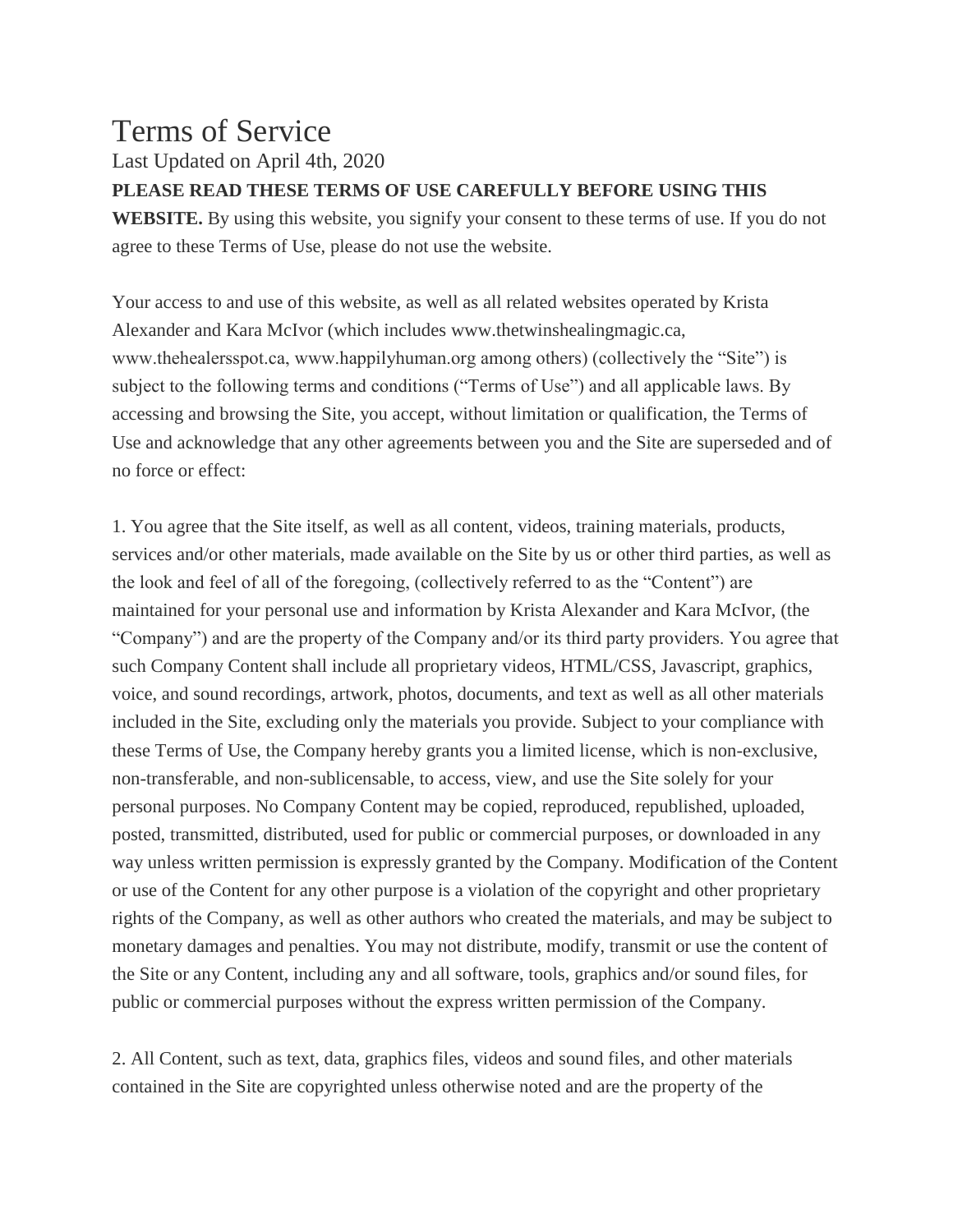# Terms of Service

Last Updated on April 4th, 2020

**PLEASE READ THESE TERMS OF USE CAREFULLY BEFORE USING THIS WEBSITE.** By using this website, you signify your consent to these terms of use. If you do not agree to these Terms of Use, please do not use the website.

Your access to and use of this website, as well as all related websites operated by Krista Alexander and Kara McIvor (which includes www.thetwinshealingmagic.ca, www.thehealersspot.ca, www.happilyhuman.org among others) (collectively the "Site") is subject to the following terms and conditions ("Terms of Use") and all applicable laws. By accessing and browsing the Site, you accept, without limitation or qualification, the Terms of Use and acknowledge that any other agreements between you and the Site are superseded and of no force or effect:

1. You agree that the Site itself, as well as all content, videos, training materials, products, services and/or other materials, made available on the Site by us or other third parties, as well as the look and feel of all of the foregoing, (collectively referred to as the "Content") are maintained for your personal use and information by Krista Alexander and Kara McIvor, (the "Company") and are the property of the Company and/or its third party providers. You agree that such Company Content shall include all proprietary videos, HTML/CSS, Javascript, graphics, voice, and sound recordings, artwork, photos, documents, and text as well as all other materials included in the Site, excluding only the materials you provide. Subject to your compliance with these Terms of Use, the Company hereby grants you a limited license, which is non-exclusive, non-transferable, and non-sublicensable, to access, view, and use the Site solely for your personal purposes. No Company Content may be copied, reproduced, republished, uploaded, posted, transmitted, distributed, used for public or commercial purposes, or downloaded in any way unless written permission is expressly granted by the Company. Modification of the Content or use of the Content for any other purpose is a violation of the copyright and other proprietary rights of the Company, as well as other authors who created the materials, and may be subject to monetary damages and penalties. You may not distribute, modify, transmit or use the content of the Site or any Content, including any and all software, tools, graphics and/or sound files, for public or commercial purposes without the express written permission of the Company.

2. All Content, such as text, data, graphics files, videos and sound files, and other materials contained in the Site are copyrighted unless otherwise noted and are the property of the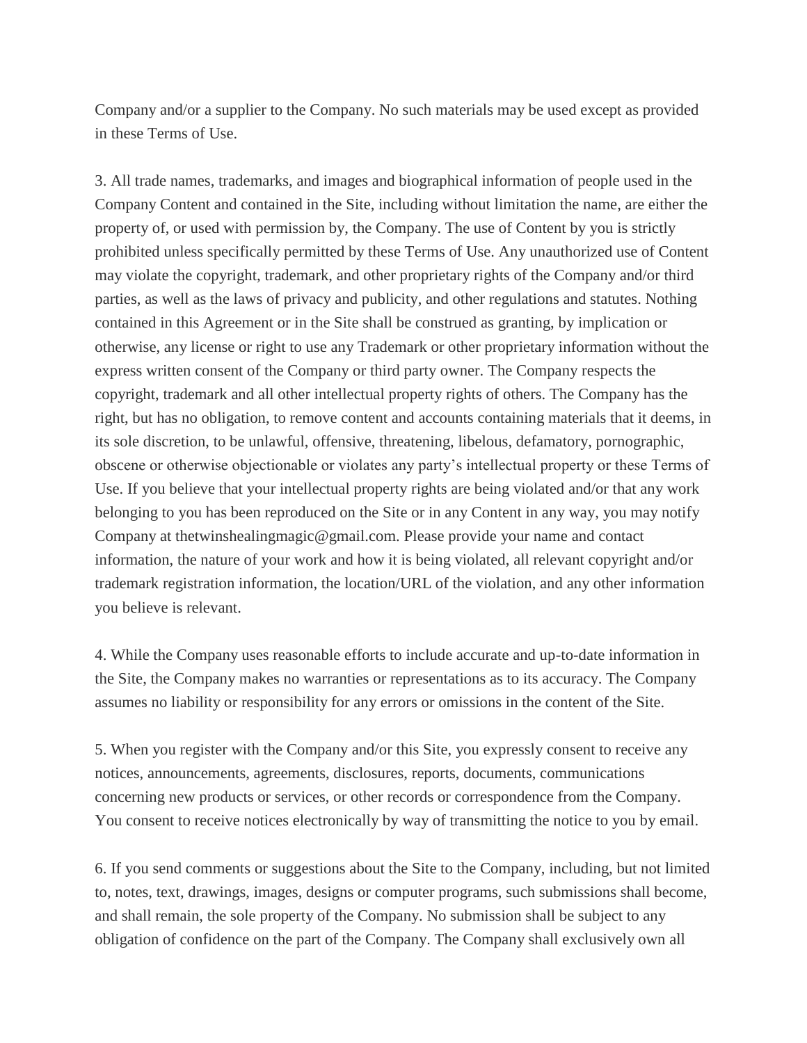Company and/or a supplier to the Company. No such materials may be used except as provided in these Terms of Use.

3. All trade names, trademarks, and images and biographical information of people used in the Company Content and contained in the Site, including without limitation the name, are either the property of, or used with permission by, the Company. The use of Content by you is strictly prohibited unless specifically permitted by these Terms of Use. Any unauthorized use of Content may violate the copyright, trademark, and other proprietary rights of the Company and/or third parties, as well as the laws of privacy and publicity, and other regulations and statutes. Nothing contained in this Agreement or in the Site shall be construed as granting, by implication or otherwise, any license or right to use any Trademark or other proprietary information without the express written consent of the Company or third party owner. The Company respects the copyright, trademark and all other intellectual property rights of others. The Company has the right, but has no obligation, to remove content and accounts containing materials that it deems, in its sole discretion, to be unlawful, offensive, threatening, libelous, defamatory, pornographic, obscene or otherwise objectionable or violates any party's intellectual property or these Terms of Use. If you believe that your intellectual property rights are being violated and/or that any work belonging to you has been reproduced on the Site or in any Content in any way, you may notify Company at thetwinshealingmagic@gmail.com. Please provide your name and contact information, the nature of your work and how it is being violated, all relevant copyright and/or trademark registration information, the location/URL of the violation, and any other information you believe is relevant.

4. While the Company uses reasonable efforts to include accurate and up-to-date information in the Site, the Company makes no warranties or representations as to its accuracy. The Company assumes no liability or responsibility for any errors or omissions in the content of the Site.

5. When you register with the Company and/or this Site, you expressly consent to receive any notices, announcements, agreements, disclosures, reports, documents, communications concerning new products or services, or other records or correspondence from the Company. You consent to receive notices electronically by way of transmitting the notice to you by email.

6. If you send comments or suggestions about the Site to the Company, including, but not limited to, notes, text, drawings, images, designs or computer programs, such submissions shall become, and shall remain, the sole property of the Company. No submission shall be subject to any obligation of confidence on the part of the Company. The Company shall exclusively own all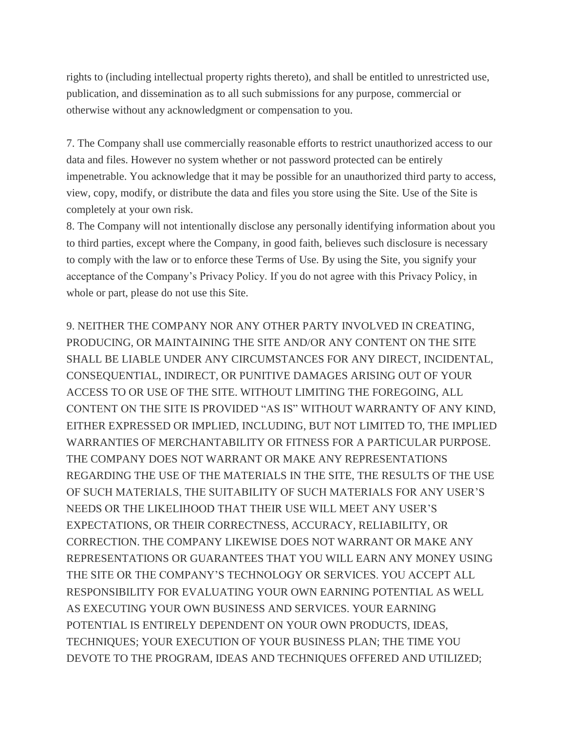rights to (including intellectual property rights thereto), and shall be entitled to unrestricted use, publication, and dissemination as to all such submissions for any purpose, commercial or otherwise without any acknowledgment or compensation to you.

7. The Company shall use commercially reasonable efforts to restrict unauthorized access to our data and files. However no system whether or not password protected can be entirely impenetrable. You acknowledge that it may be possible for an unauthorized third party to access, view, copy, modify, or distribute the data and files you store using the Site. Use of the Site is completely at your own risk.

8. The Company will not intentionally disclose any personally identifying information about you to third parties, except where the Company, in good faith, believes such disclosure is necessary to comply with the law or to enforce these Terms of Use. By using the Site, you signify your acceptance of the Company's Privacy Policy. If you do not agree with this Privacy Policy, in whole or part, please do not use this Site.

9. NEITHER THE COMPANY NOR ANY OTHER PARTY INVOLVED IN CREATING, PRODUCING, OR MAINTAINING THE SITE AND/OR ANY CONTENT ON THE SITE SHALL BE LIABLE UNDER ANY CIRCUMSTANCES FOR ANY DIRECT, INCIDENTAL, CONSEQUENTIAL, INDIRECT, OR PUNITIVE DAMAGES ARISING OUT OF YOUR ACCESS TO OR USE OF THE SITE. WITHOUT LIMITING THE FOREGOING, ALL CONTENT ON THE SITE IS PROVIDED "AS IS" WITHOUT WARRANTY OF ANY KIND, EITHER EXPRESSED OR IMPLIED, INCLUDING, BUT NOT LIMITED TO, THE IMPLIED WARRANTIES OF MERCHANTABILITY OR FITNESS FOR A PARTICULAR PURPOSE. THE COMPANY DOES NOT WARRANT OR MAKE ANY REPRESENTATIONS REGARDING THE USE OF THE MATERIALS IN THE SITE, THE RESULTS OF THE USE OF SUCH MATERIALS, THE SUITABILITY OF SUCH MATERIALS FOR ANY USER'S NEEDS OR THE LIKELIHOOD THAT THEIR USE WILL MEET ANY USER'S EXPECTATIONS, OR THEIR CORRECTNESS, ACCURACY, RELIABILITY, OR CORRECTION. THE COMPANY LIKEWISE DOES NOT WARRANT OR MAKE ANY REPRESENTATIONS OR GUARANTEES THAT YOU WILL EARN ANY MONEY USING THE SITE OR THE COMPANY'S TECHNOLOGY OR SERVICES. YOU ACCEPT ALL RESPONSIBILITY FOR EVALUATING YOUR OWN EARNING POTENTIAL AS WELL AS EXECUTING YOUR OWN BUSINESS AND SERVICES. YOUR EARNING POTENTIAL IS ENTIRELY DEPENDENT ON YOUR OWN PRODUCTS, IDEAS, TECHNIQUES; YOUR EXECUTION OF YOUR BUSINESS PLAN; THE TIME YOU DEVOTE TO THE PROGRAM, IDEAS AND TECHNIQUES OFFERED AND UTILIZED;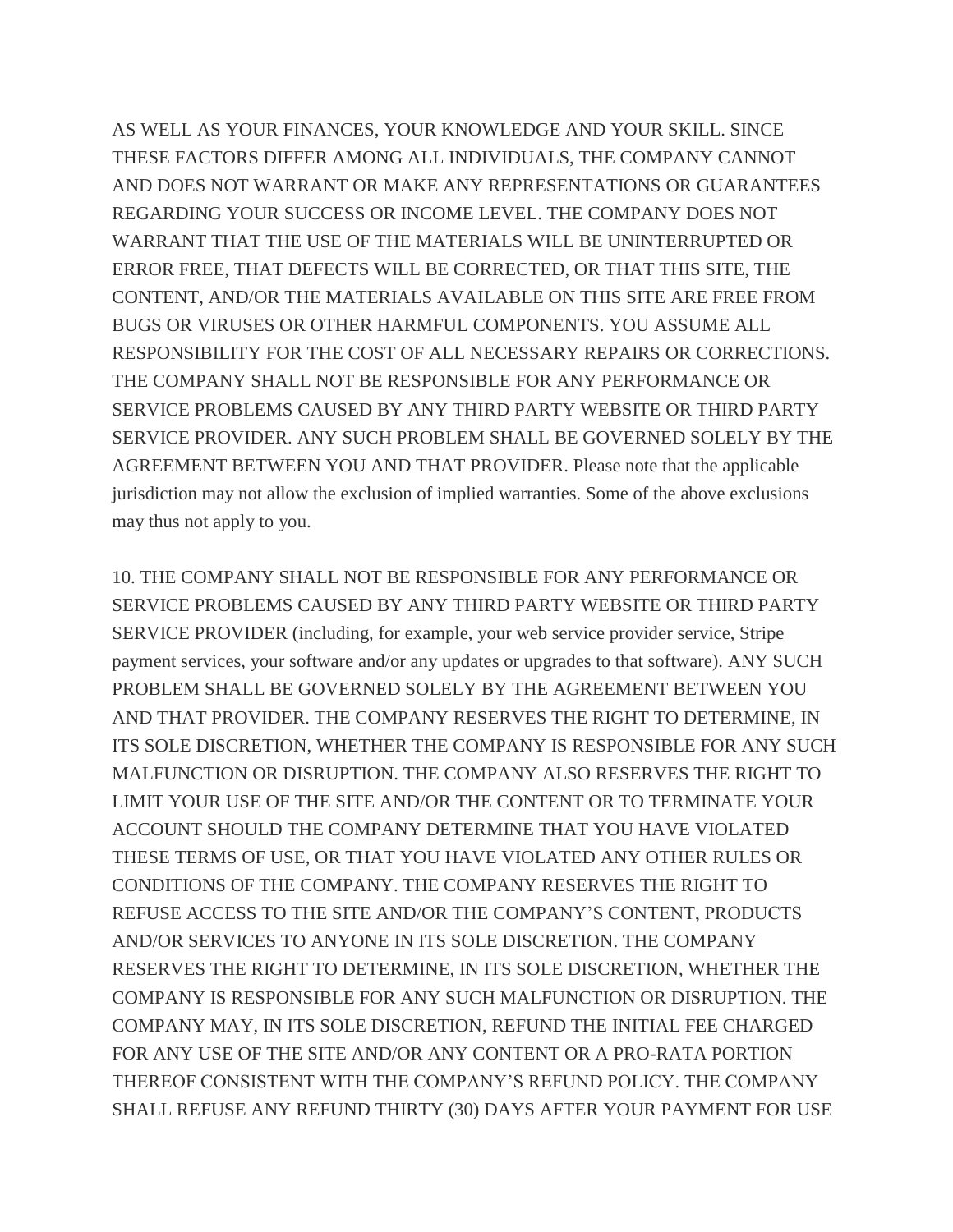AS WELL AS YOUR FINANCES, YOUR KNOWLEDGE AND YOUR SKILL. SINCE THESE FACTORS DIFFER AMONG ALL INDIVIDUALS, THE COMPANY CANNOT AND DOES NOT WARRANT OR MAKE ANY REPRESENTATIONS OR GUARANTEES REGARDING YOUR SUCCESS OR INCOME LEVEL. THE COMPANY DOES NOT WARRANT THAT THE USE OF THE MATERIALS WILL BE UNINTERRUPTED OR ERROR FREE, THAT DEFECTS WILL BE CORRECTED, OR THAT THIS SITE, THE CONTENT, AND/OR THE MATERIALS AVAILABLE ON THIS SITE ARE FREE FROM BUGS OR VIRUSES OR OTHER HARMFUL COMPONENTS. YOU ASSUME ALL RESPONSIBILITY FOR THE COST OF ALL NECESSARY REPAIRS OR CORRECTIONS. THE COMPANY SHALL NOT BE RESPONSIBLE FOR ANY PERFORMANCE OR SERVICE PROBLEMS CAUSED BY ANY THIRD PARTY WEBSITE OR THIRD PARTY SERVICE PROVIDER. ANY SUCH PROBLEM SHALL BE GOVERNED SOLELY BY THE AGREEMENT BETWEEN YOU AND THAT PROVIDER. Please note that the applicable jurisdiction may not allow the exclusion of implied warranties. Some of the above exclusions may thus not apply to you.

10. THE COMPANY SHALL NOT BE RESPONSIBLE FOR ANY PERFORMANCE OR SERVICE PROBLEMS CAUSED BY ANY THIRD PARTY WEBSITE OR THIRD PARTY SERVICE PROVIDER (including, for example, your web service provider service, Stripe payment services, your software and/or any updates or upgrades to that software). ANY SUCH PROBLEM SHALL BE GOVERNED SOLELY BY THE AGREEMENT BETWEEN YOU AND THAT PROVIDER. THE COMPANY RESERVES THE RIGHT TO DETERMINE, IN ITS SOLE DISCRETION, WHETHER THE COMPANY IS RESPONSIBLE FOR ANY SUCH MALFUNCTION OR DISRUPTION. THE COMPANY ALSO RESERVES THE RIGHT TO LIMIT YOUR USE OF THE SITE AND/OR THE CONTENT OR TO TERMINATE YOUR ACCOUNT SHOULD THE COMPANY DETERMINE THAT YOU HAVE VIOLATED THESE TERMS OF USE, OR THAT YOU HAVE VIOLATED ANY OTHER RULES OR CONDITIONS OF THE COMPANY. THE COMPANY RESERVES THE RIGHT TO REFUSE ACCESS TO THE SITE AND/OR THE COMPANY'S CONTENT, PRODUCTS AND/OR SERVICES TO ANYONE IN ITS SOLE DISCRETION. THE COMPANY RESERVES THE RIGHT TO DETERMINE, IN ITS SOLE DISCRETION, WHETHER THE COMPANY IS RESPONSIBLE FOR ANY SUCH MALFUNCTION OR DISRUPTION. THE COMPANY MAY, IN ITS SOLE DISCRETION, REFUND THE INITIAL FEE CHARGED FOR ANY USE OF THE SITE AND/OR ANY CONTENT OR A PRO-RATA PORTION THEREOF CONSISTENT WITH THE COMPANY'S REFUND POLICY. THE COMPANY SHALL REFUSE ANY REFUND THIRTY (30) DAYS AFTER YOUR PAYMENT FOR USE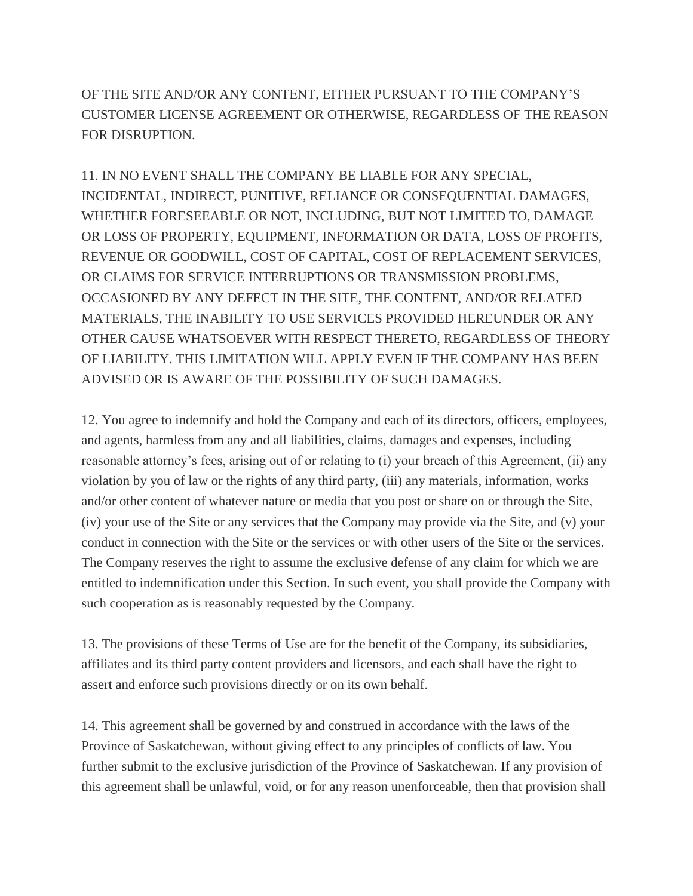OF THE SITE AND/OR ANY CONTENT, EITHER PURSUANT TO THE COMPANY'S CUSTOMER LICENSE AGREEMENT OR OTHERWISE, REGARDLESS OF THE REASON FOR DISRUPTION.

11. IN NO EVENT SHALL THE COMPANY BE LIABLE FOR ANY SPECIAL, INCIDENTAL, INDIRECT, PUNITIVE, RELIANCE OR CONSEQUENTIAL DAMAGES, WHETHER FORESEEABLE OR NOT, INCLUDING, BUT NOT LIMITED TO, DAMAGE OR LOSS OF PROPERTY, EQUIPMENT, INFORMATION OR DATA, LOSS OF PROFITS, REVENUE OR GOODWILL, COST OF CAPITAL, COST OF REPLACEMENT SERVICES, OR CLAIMS FOR SERVICE INTERRUPTIONS OR TRANSMISSION PROBLEMS, OCCASIONED BY ANY DEFECT IN THE SITE, THE CONTENT, AND/OR RELATED MATERIALS, THE INABILITY TO USE SERVICES PROVIDED HEREUNDER OR ANY OTHER CAUSE WHATSOEVER WITH RESPECT THERETO, REGARDLESS OF THEORY OF LIABILITY. THIS LIMITATION WILL APPLY EVEN IF THE COMPANY HAS BEEN ADVISED OR IS AWARE OF THE POSSIBILITY OF SUCH DAMAGES.

12. You agree to indemnify and hold the Company and each of its directors, officers, employees, and agents, harmless from any and all liabilities, claims, damages and expenses, including reasonable attorney's fees, arising out of or relating to (i) your breach of this Agreement, (ii) any violation by you of law or the rights of any third party, (iii) any materials, information, works and/or other content of whatever nature or media that you post or share on or through the Site, (iv) your use of the Site or any services that the Company may provide via the Site, and (v) your conduct in connection with the Site or the services or with other users of the Site or the services. The Company reserves the right to assume the exclusive defense of any claim for which we are entitled to indemnification under this Section. In such event, you shall provide the Company with such cooperation as is reasonably requested by the Company.

13. The provisions of these Terms of Use are for the benefit of the Company, its subsidiaries, affiliates and its third party content providers and licensors, and each shall have the right to assert and enforce such provisions directly or on its own behalf.

14. This agreement shall be governed by and construed in accordance with the laws of the Province of Saskatchewan, without giving effect to any principles of conflicts of law. You further submit to the exclusive jurisdiction of the Province of Saskatchewan. If any provision of this agreement shall be unlawful, void, or for any reason unenforceable, then that provision shall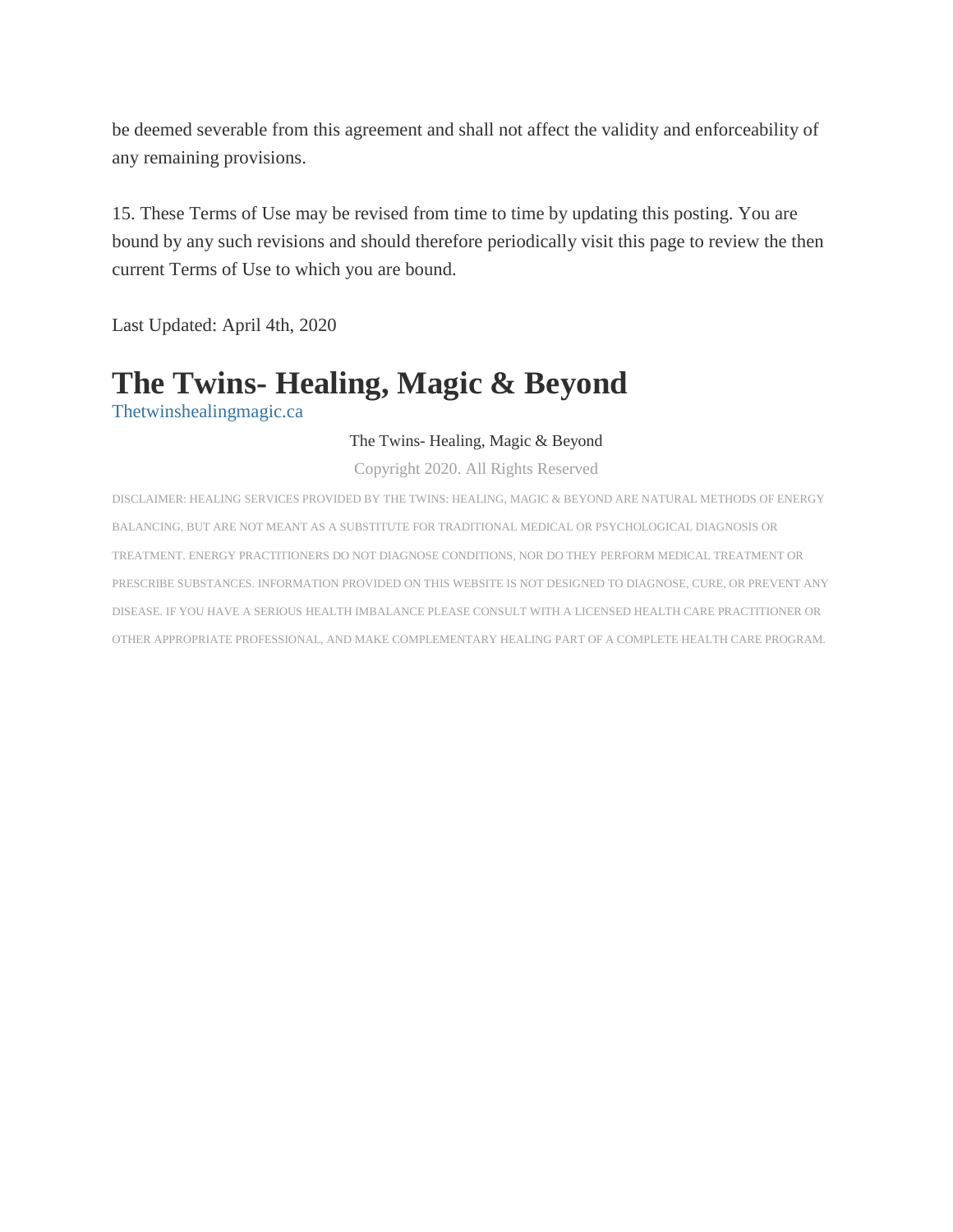be deemed severable from this agreement and shall not affect the validity and enforceability of any remaining provisions.

15. These Terms of Use may be revised from time to time by updating this posting. You are bound by any such revisions and should therefore periodically visit this page to review the then current Terms of Use to which you are bound.

Last Updated: April 4th, 2020

# The Twins- Healing, Magic & Beyond

Thetwinshealingmagic.ca

The Twins- Healing, Magic & Beyond

Copyright 2020. All Rights Reserved

DISCLAIMER: HEALING SERVICES PROVIDED BY THE TWINS: HEALING, MAGIC & BEYOND ARE NATURAL METHODS OF ENERGY BALANCING, BUT ARE NOT MEANT AS A SUBSTITUTE FOR TRADITIONAL MEDICAL OR PSYCHOLOGICAL DIAGNOSIS OR TREATMENT. ENERGY PRACTITIONERS DO NOT DIAGNOSE CONDITIONS, NOR DO THEY PERFORM MEDICAL TREATMENT OR PRESCRIBE SUBSTANCES. INFORMATION PROVIDED ON THIS WEBSITE IS NOT DESIGNED TO DIAGNOSE, CURE, OR PREVENT ANY DISEASE. IF YOU HAVE A SERIOUS HEALTH IMBALANCE PLEASE CONSULT WITH A LICENSED HEALTH CARE PRACTITIONER OR OTHER APPROPRIATE PROFESSIONAL, AND MAKE COMPLEMENTARY HEALING PART OF A COMPLETE HEALTH CARE PROGRAM.